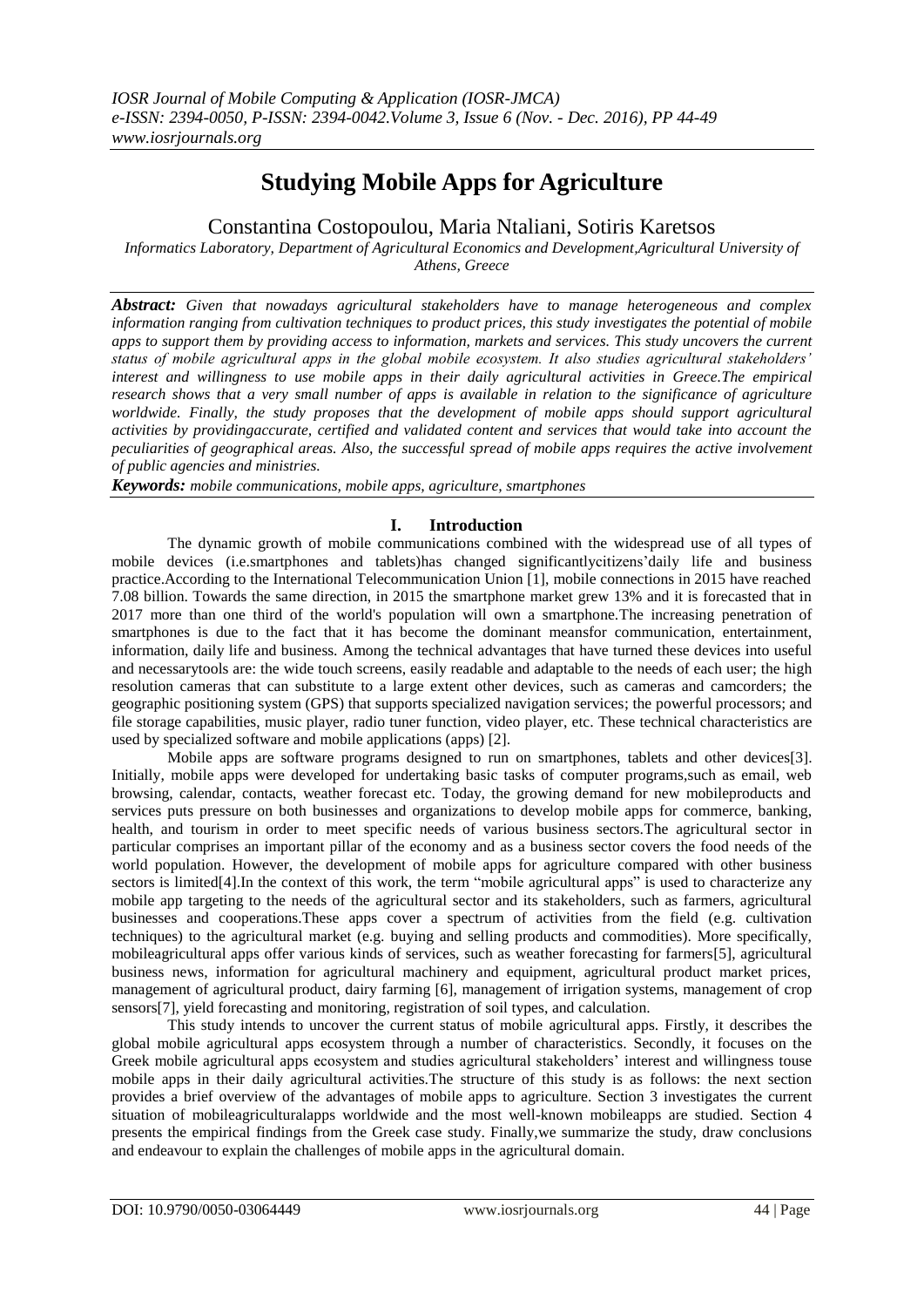# Studying Mobile Apps for Agriculture

Constantina Costopoulou, Maria Ntaliani, Sotiris Karetsos

*Informatics Laboratory, Department of Agricultural Economics and Development,Agricultural University of Athens, Greece*

***Abstract:*** *Given that nowadays agricultural stakeholders have to manage heterogeneous and complex information ranging from cultivation techniques to product prices, this study investigates the potential of mobile apps to support them by providing access to information, markets and services. This study uncovers the current status of mobile agricultural apps in the global mobile ecosystem. It also studies agricultural stakeholders' interest and willingness to use mobile apps in their daily agricultural activities in Greece.The empirical research shows that a very small number of apps is available in relation to the significance of agriculture worldwide. Finally, the study proposes that the development of mobile apps should support agricultural activities by providingaccurate, certified and validated content and services that would take into account the peculiarities of geographical areas. Also, the successful spread of mobile apps requires the active involvement of public agencies and ministries.*

***Keywords:*** *mobile communications, mobile apps, agriculture, smartphones*

## I. Introduction

The dynamic growth of mobile communications combined with the widespread use of all types of mobile devices (i.e.smartphones and tablets)has changed significantlycitizens'daily life and business practice.According to the International Telecommunication Union [1], mobile connections in 2015 have reached 7.08 billion. Towards the same direction, in 2015 the smartphone market grew 13% and it is forecasted that in 2017 more than one third of the world's population will own a smartphone.The increasing penetration of smartphones is due to the fact that it has become the dominant meansfor communication, entertainment, information, daily life and business. Among the technical advantages that have turned these devices into useful and necessarytools are: the wide touch screens, easily readable and adaptable to the needs of each user; the high resolution cameras that can substitute to a large extent other devices, such as cameras and camcorders; the geographic positioning system (GPS) that supports specialized navigation services; the powerful processors; and file storage capabilities, music player, radio tuner function, video player, etc. These technical characteristics are used by specialized software and mobile applications (apps) [2].

Mobile apps are software programs designed to run on smartphones, tablets and other devices[3]. Initially, mobile apps were developed for undertaking basic tasks of computer programs,such as email, web browsing, calendar, contacts, weather forecast etc. Today, the growing demand for new mobileproducts and services puts pressure on both businesses and organizations to develop mobile apps for commerce, banking, health, and tourism in order to meet specific needs of various business sectors.The agricultural sector in particular comprises an important pillar of the economy and as a business sector covers the food needs of the world population. However, the development of mobile apps for agriculture compared with other business sectors is limited[4].In the context of this work, the term "mobile agricultural apps" is used to characterize any mobile app targeting to the needs of the agricultural sector and its stakeholders, such as farmers, agricultural businesses and cooperations.These apps cover a spectrum of activities from the field (e.g. cultivation techniques) to the agricultural market (e.g. buying and selling products and commodities). More specifically, mobileagricultural apps offer various kinds of services, such as weather forecasting for farmers[5], agricultural business news, information for agricultural machinery and equipment, agricultural product market prices, management of agricultural product, dairy farming [6], management of irrigation systems, management of crop sensors[7], yield forecasting and monitoring, registration of soil types, and calculation.

This study intends to uncover the current status of mobile agricultural apps. Firstly, it describes the global mobile agricultural apps ecosystem through a number of characteristics. Secondly, it focuses on the Greek mobile agricultural apps ecosystem and studies agricultural stakeholders' interest and willingness touse mobile apps in their daily agricultural activities.The structure of this study is as follows: the next section provides a brief overview of the advantages of mobile apps to agriculture. Section 3 investigates the current situation of mobileagriculturalapps worldwide and the most well-known mobileapps are studied. Section 4 presents the empirical findings from the Greek case study. Finally,we summarize the study, draw conclusions and endeavour to explain the challenges of mobile apps in the agricultural domain.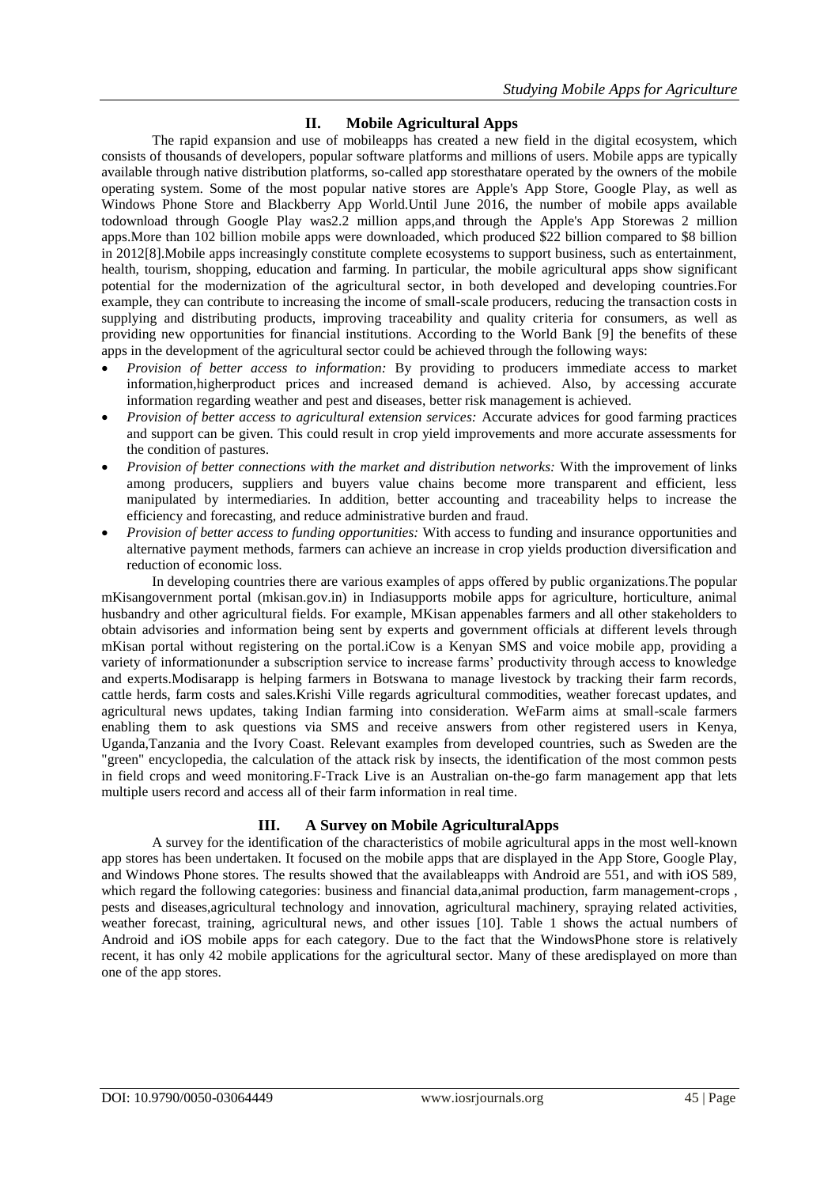## II. Mobile Agricultural Apps

The rapid expansion and use of mobileapps has created a new field in the digital ecosystem, which consists of thousands of developers, popular software platforms and millions of users. Mobile apps are typically available through native distribution platforms, so-called app storesthatare operated by the owners of the mobile operating system. Some of the most popular native stores are Apple's App Store, Google Play, as well as Windows Phone Store and Blackberry App World.Until June 2016, the number of mobile apps available todownload through Google Play was2.2 million apps,and through the Apple's App Storewas 2 million apps.More than 102 billion mobile apps were downloaded, which produced $22 billion compared to $8 billion in 2012[8].Mobile apps increasingly constitute complete ecosystems to support business, such as entertainment, health, tourism, shopping, education and farming. In particular, the mobile agricultural apps show significant potential for the modernization of the agricultural sector, in both developed and developing countries.For example, they can contribute to increasing the income of small-scale producers, reducing the transaction costs in supplying and distributing products, improving traceability and quality criteria for consumers, as well as providing new opportunities for financial institutions. According to the World Bank [9] the benefits of these apps in the development of the agricultural sector could be achieved through the following ways:

- *Provision of better access to information:* By providing to producers immediate access to market information,higherproduct prices and increased demand is achieved. Also, by accessing accurate information regarding weather and pest and diseases, better risk management is achieved.
- *Provision of better access to agricultural extension services:* Accurate advices for good farming practices and support can be given. This could result in crop yield improvements and more accurate assessments for the condition of pastures.
- *Provision of better connections with the market and distribution networks:* With the improvement of links among producers, suppliers and buyers value chains become more transparent and efficient, less manipulated by intermediaries. In addition, better accounting and traceability helps to increase the efficiency and forecasting, and reduce administrative burden and fraud.
- *Provision of better access to funding opportunities:* With access to funding and insurance opportunities and alternative payment methods, farmers can achieve an increase in crop yields production diversification and reduction of economic loss.

In developing countries there are various examples of apps offered by public organizations.The popular mKisangovernment portal (mkisan.gov.in) in Indiasupports mobile apps for agriculture, horticulture, animal husbandry and other agricultural fields. For example, MKisan appenables farmers and all other stakeholders to obtain advisories and information being sent by experts and government officials at different levels through mKisan portal without registering on the portal.iCow is a Kenyan SMS and voice mobile app, providing a variety of informationunder a subscription service to increase farms' productivity through access to knowledge and experts.Modisarapp is helping farmers in Botswana to manage livestock by tracking their farm records, cattle herds, farm costs and sales.Krishi Ville regards agricultural commodities, weather forecast updates, and agricultural news updates, taking Indian farming into consideration. WeFarm aims at small-scale farmers enabling them to ask questions via SMS and receive answers from other registered users in Kenya, Uganda,Tanzania and the Ivory Coast. Relevant examples from developed countries, such as Sweden are the "green" encyclopedia, the calculation of the attack risk by insects, the identification of the most common pests in field crops and weed monitoring.F-Track Live is an Australian on-the-go farm management app that lets multiple users record and access all of their farm information in real time.

## III. A Survey on Mobile AgriculturalApps

A survey for the identification of the characteristics of mobile agricultural apps in the most well-known app stores has been undertaken. It focused on the mobile apps that are displayed in the App Store, Google Play, and Windows Phone stores. The results showed that the availableapps with Android are 551, and with iOS 589, which regard the following categories: business and financial data,animal production, farm management-crops , pests and diseases,agricultural technology and innovation, agricultural machinery, spraying related activities, weather forecast, training, agricultural news, and other issues [10]. Table 1 shows the actual numbers of Android and iOS mobile apps for each category. Due to the fact that the WindowsPhone store is relatively recent, it has only 42 mobile applications for the agricultural sector. Many of these aredisplayed on more than one of the app stores.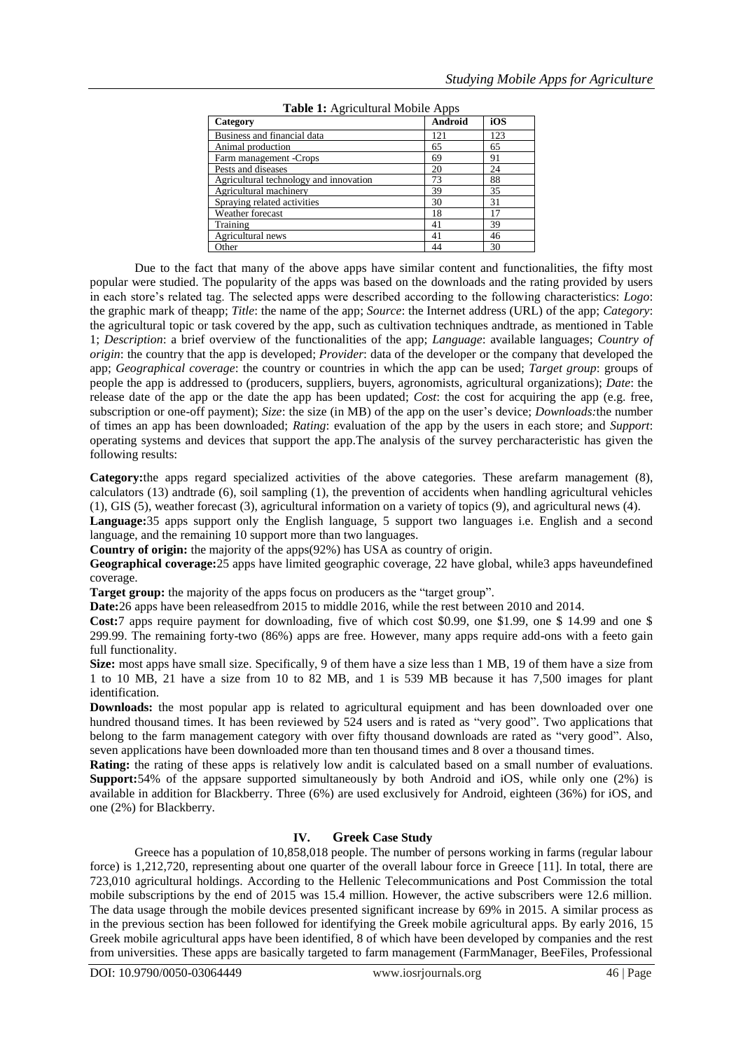**Table 1:** Agricultural Mobile Apps

| Category | Android | iOS |
|---|---|---|
| Business and financial data | 121 | 123 |
| Animal production | 65 | 65 |
| Farm management -Crops | 69 | 91 |
| Pests and diseases | 20 | 24 |
| Agricultural technology and innovation | 73 | 88 |
| Agricultural machinery | 39 | 35 |
| Spraying related activities | 30 | 31 |
| Weather forecast | 18 | 17 |
| Training | 41 | 39 |
| Agricultural news | 41 | 46 |
| Other | 44 | 30 |

Due to the fact that many of the above apps have similar content and functionalities, the fifty most popular were studied. The popularity of the apps was based on the downloads and the rating provided by users in each store's related tag. The selected apps were described according to the following characteristics: *Logo*: the graphic mark of theapp; *Title*: the name of the app; *Source*: the Internet address (URL) of the app; *Category*: the agricultural topic or task covered by the app, such as cultivation techniques andtrade, as mentioned in Table 1; *Description*: a brief overview of the functionalities of the app; *Language*: available languages; *Country of origin*: the country that the app is developed; *Provider*: data of the developer or the company that developed the app; *Geographical coverage*: the country or countries in which the app can be used; *Target group*: groups of people the app is addressed to (producers, suppliers, buyers, agronomists, agricultural organizations); *Date*: the release date of the app or the date the app has been updated; *Cost*: the cost for acquiring the app (e.g. free, subscription or one-off payment); *Size*: the size (in MB) of the app on the user's device; *Downloads:*the number of times an app has been downloaded; *Rating*: evaluation of the app by the users in each store; and *Support*: operating systems and devices that support the app.The analysis of the survey percharacteristic has given the following results:

**Category:**the apps regard specialized activities of the above categories. These arefarm management (8), calculators (13) andtrade (6), soil sampling (1), the prevention of accidents when handling agricultural vehicles (1), GIS (5), weather forecast (3), agricultural information on a variety of topics (9), and agricultural news (4).

**Language:**35 apps support only the English language, 5 support two languages i.e. English and a second language, and the remaining 10 support more than two languages.

**Country of origin:** the majority of the apps(92%) has USA as country of origin.

**Geographical coverage:**25 apps have limited geographic coverage, 22 have global, while3 apps haveundefined coverage.

**Target group:** the majority of the apps focus on producers as the "target group".

**Date:**26 apps have been releasedfrom 2015 to middle 2016, while the rest between 2010 and 2014.

**Cost:**7 apps require payment for downloading, five of which cost \$0.99, one \$1.99, one \$ 14.99 and one \$ 299.99. The remaining forty-two (86%) apps are free. However, many apps require add-ons with a feeto gain full functionality.

**Size:** most apps have small size. Specifically, 9 of them have a size less than 1 MB, 19 of them have a size from 1 to 10 MB, 21 have a size from 10 to 82 MB, and 1 is 539 MB because it has 7,500 images for plant identification.

**Downloads:** the most popular app is related to agricultural equipment and has been downloaded over one hundred thousand times. It has been reviewed by 524 users and is rated as "very good". Two applications that belong to the farm management category with over fifty thousand downloads are rated as "very good". Also, seven applications have been downloaded more than ten thousand times and 8 over a thousand times.

**Rating:** the rating of these apps is relatively low andit is calculated based on a small number of evaluations.

**Support:**54% of the appsare supported simultaneously by both Android and iOS, while only one (2%) is available in addition for Blackberry. Three (6%) are used exclusively for Android, eighteen (36%) for iOS, and one (2%) for Blackberry.

## IV. Greek Case Study

Greece has a population of 10,858,018 people. The number of persons working in farms (regular labour force) is 1,212,720, representing about one quarter of the overall labour force in Greece [11]. In total, there are 723,010 agricultural holdings. According to the Hellenic Telecommunications and Post Commission the total mobile subscriptions by the end of 2015 was 15.4 million. However, the active subscribers were 12.6 million. The data usage through the mobile devices presented significant increase by 69% in 2015. A similar process as in the previous section has been followed for identifying the Greek mobile agricultural apps. By early 2016, 15 Greek mobile agricultural apps have been identified, 8 of which have been developed by companies and the rest from universities. These apps are basically targeted to farm management (FarmManager, BeeFiles, Professional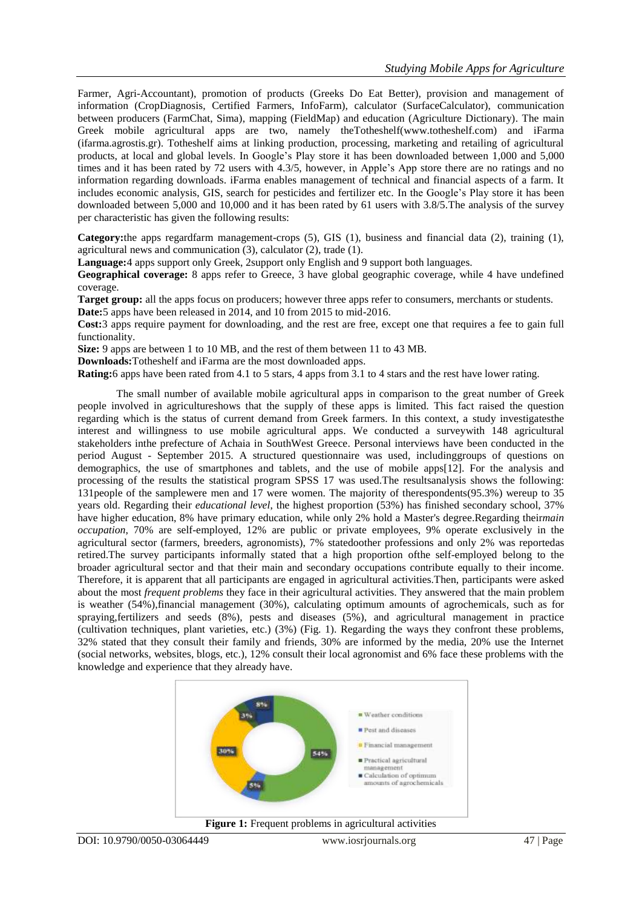Farmer, Agri-Accountant), promotion of products (Greeks Do Eat Better), provision and management of information (CropDiagnosis, Certified Farmers, InfoFarm), calculator (SurfaceCalculator), communication between producers (FarmChat, Sima), mapping (FieldMap) and education (Agriculture Dictionary). The main Greek mobile agricultural apps are two, namely theTotheshelf(www.totheshelf.com) and iFarma (ifarma.agrostis.gr). Totheshelf aims at linking production, processing, marketing and retailing of agricultural products, at local and global levels. In Google's Play store it has been downloaded between 1,000 and 5,000 times and it has been rated by 72 users with 4.3/5, however, in Apple's App store there are no ratings and no information regarding downloads. iFarma enables management of technical and financial aspects of a farm. It includes economic analysis, GIS, search for pesticides and fertilizer etc. In the Google's Play store it has been downloaded between 5,000 and 10,000 and it has been rated by 61 users with 3.8/5.The analysis of the survey per characteristic has given the following results:

**Category:**the apps regardfarm management-crops (5), GIS (1), business and financial data (2), training (1), agricultural news and communication (3), calculator (2), trade (1).

**Language:**4 apps support only Greek, 2support only English and 9 support both languages.

**Geographical coverage:** 8 apps refer to Greece, 3 have global geographic coverage, while 4 have undefined coverage.

**Target group:** all the apps focus on producers; however three apps refer to consumers, merchants or students.

**Date:**5 apps have been released in 2014, and 10 from 2015 to mid-2016.

**Cost:**3 apps require payment for downloading, and the rest are free, except one that requires a fee to gain full functionality.

**Size:** 9 apps are between 1 to 10 MB, and the rest of them between 11 to 43 MB.

**Downloads:**Totheshelf and iFarma are the most downloaded apps.

**Rating:**6 apps have been rated from 4.1 to 5 stars, 4 apps from 3.1 to 4 stars and the rest have lower rating.

The small number of available mobile agricultural apps in comparison to the great number of Greek people involved in agricultureshows that the supply of these apps is limited. This fact raised the question regarding which is the status of current demand from Greek farmers. In this context, a study investigatesthe interest and willingness to use mobile agricultural apps. We conducted a surveywith 148 agricultural stakeholders inthe prefecture of Achaia in SouthWest Greece. Personal interviews have been conducted in the period August - September 2015. A structured questionnaire was used, includinggroups of questions on demographics, the use of smartphones and tablets, and the use of mobile apps[12]. For the analysis and processing of the results the statistical program SPSS 17 was used.The resultsanalysis shows the following: 131people of the samplewere men and 17 were women. The majority of therespondents(95.3%) wereup to 35 years old. Regarding their *educational level*, the highest proportion (53%) has finished secondary school, 37% have higher education, 8% have primary education, while only 2% hold a Master's degree.Regarding their*main occupation*, 70% are self-employed, 12% are public or private employees, 9% operate exclusively in the agricultural sector (farmers, breeders, agronomists), 7% statedother professions and only 2% was reportedas retired.The survey participants informally stated that a high proportion ofthe self-employed belong to the broader agricultural sector and that their main and secondary occupations contribute equally to their income. Therefore, it is apparent that all participants are engaged in agricultural activities.Then, participants were asked about the most *frequent problems* they face in their agricultural activities. They answered that the main problem is weather (54%),financial management (30%), calculating optimum amounts of agrochemicals, such as for spraying,fertilizers and seeds (8%), pests and diseases (5%), and agricultural management in practice (cultivation techniques, plant varieties, etc.) (3%) (Fig. 1). Regarding the ways they confront these problems, 32% stated that they consult their family and friends, 30% are informed by the media, 20% use the Internet (social networks, websites, blogs, etc.), 12% consult their local agronomist and 6% face these problems with the knowledge and experience that they already have.

**Figure 1:** Frequent problems in agricultural activities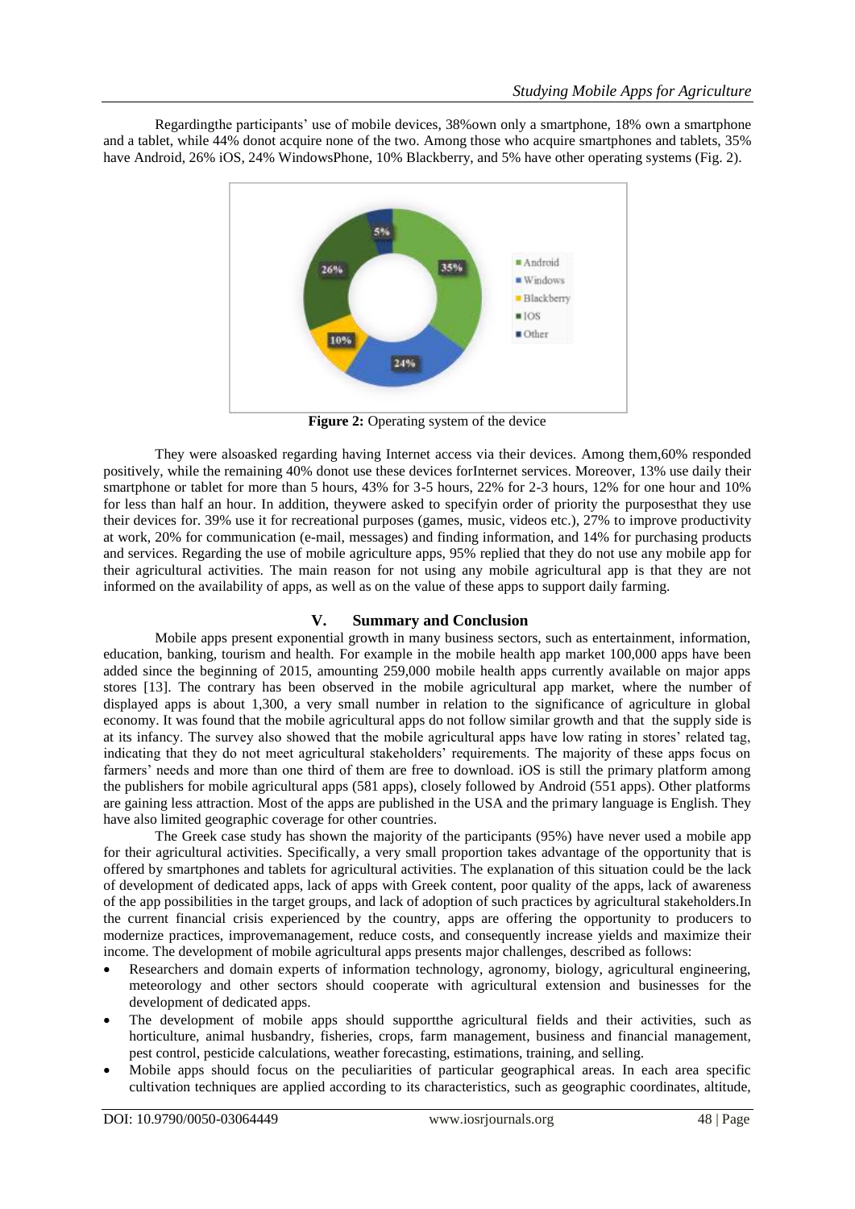Regardingthe participants' use of mobile devices, 38%own only a smartphone, 18% own a smartphone and a tablet, while 44% donot acquire none of the two. Among those who acquire smartphones and tablets, 35% have Android, 26% iOS, 24% WindowsPhone, 10% Blackberry, and 5% have other operating systems (Fig. 2).

**Figure 2:** Operating system of the device

They were alsoasked regarding having Internet access via their devices. Among them,60% responded positively, while the remaining 40% donot use these devices forInternet services. Moreover, 13% use daily their smartphone or tablet for more than 5 hours, 43% for 3-5 hours, 22% for 2-3 hours, 12% for one hour and 10% for less than half an hour. In addition, theywere asked to specifyin order of priority the purposesthat they use their devices for. 39% use it for recreational purposes (games, music, videos etc.), 27% to improve productivity at work, 20% for communication (e-mail, messages) and finding information, and 14% for purchasing products and services. Regarding the use of mobile agriculture apps, 95% replied that they do not use any mobile app for their agricultural activities. The main reason for not using any mobile agricultural app is that they are not informed on the availability of apps, as well as on the value of these apps to support daily farming.

## V. Summary and Conclusion

Mobile apps present exponential growth in many business sectors, such as entertainment, information, education, banking, tourism and health. For example in the mobile health app market 100,000 apps have been added since the beginning of 2015, amounting 259,000 mobile health apps currently available on major apps stores [13]. The contrary has been observed in the mobile agricultural app market, where the number of displayed apps is about 1,300, a very small number in relation to the significance of agriculture in global economy. It was found that the mobile agricultural apps do not follow similar growth and that the supply side is at its infancy. The survey also showed that the mobile agricultural apps have low rating in stores' related tag, indicating that they do not meet agricultural stakeholders' requirements. The majority of these apps focus on farmers' needs and more than one third of them are free to download. iOS is still the primary platform among the publishers for mobile agricultural apps (581 apps), closely followed by Android (551 apps). Other platforms are gaining less attraction. Most of the apps are published in the USA and the primary language is English. They have also limited geographic coverage for other countries.

The Greek case study has shown the majority of the participants (95%) have never used a mobile app for their agricultural activities. Specifically, a very small proportion takes advantage of the opportunity that is offered by smartphones and tablets for agricultural activities. The explanation of this situation could be the lack of development of dedicated apps, lack of apps with Greek content, poor quality of the apps, lack of awareness of the app possibilities in the target groups, and lack of adoption of such practices by agricultural stakeholders.In the current financial crisis experienced by the country, apps are offering the opportunity to producers to modernize practices, improvemanagement, reduce costs, and consequently increase yields and maximize their income. The development of mobile agricultural apps presents major challenges, described as follows:

- Researchers and domain experts of information technology, agronomy, biology, agricultural engineering, meteorology and other sectors should cooperate with agricultural extension and businesses for the development of dedicated apps.
- The development of mobile apps should supportthe agricultural fields and their activities, such as horticulture, animal husbandry, fisheries, crops, farm management, business and financial management, pest control, pesticide calculations, weather forecasting, estimations, training, and selling.
- Mobile apps should focus on the peculiarities of particular geographical areas. In each area specific cultivation techniques are applied according to its characteristics, such as geographic coordinates, altitude,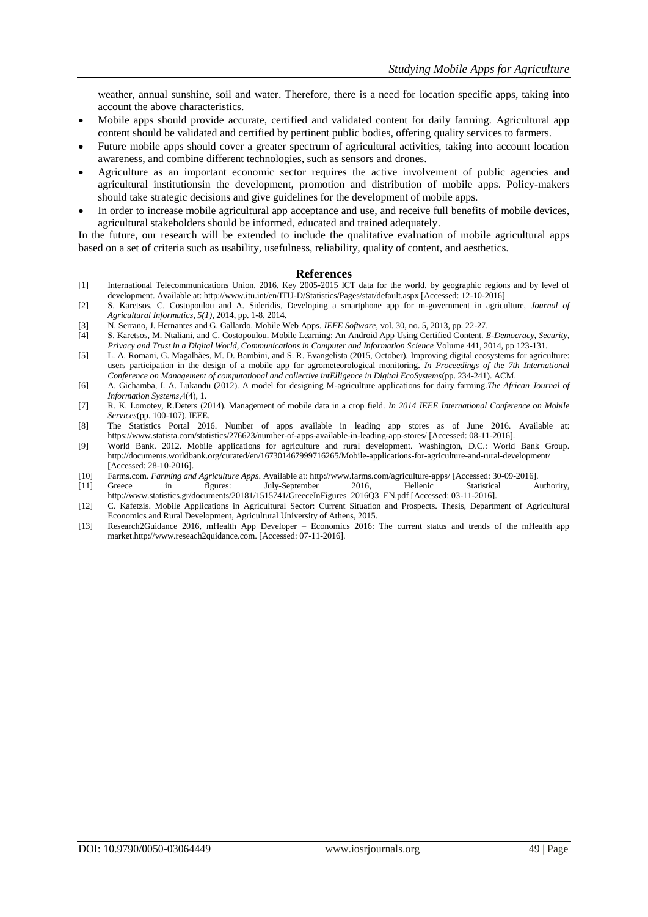weather, annual sunshine, soil and water. Therefore, there is a need for location specific apps, taking into account the above characteristics.

- Mobile apps should provide accurate, certified and validated content for daily farming. Agricultural app content should be validated and certified by pertinent public bodies, offering quality services to farmers.
- Future mobile apps should cover a greater spectrum of agricultural activities, taking into account location awareness, and combine different technologies, such as sensors and drones.
- Agriculture as an important economic sector requires the active involvement of public agencies and agricultural institutionsin the development, promotion and distribution of mobile apps. Policy-makers should take strategic decisions and give guidelines for the development of mobile apps.
- In order to increase mobile agricultural app acceptance and use, and receive full benefits of mobile devices, agricultural stakeholders should be informed, educated and trained adequately.

In the future, our research will be extended to include the qualitative evaluation of mobile agricultural apps based on a set of criteria such as usability, usefulness, reliability, quality of content, and aesthetics.

## References

[1] International Telecommunications Union. 2016. Key 2005-2015 ICT data for the world, by geographic regions and by level of development. Available at: http://www.itu.int/en/ITU-D/Statistics/Pages/stat/default.aspx [Accessed: 12-10-2016]

[2] S. Karetsos, C. Costopoulou and A. Sideridis, Developing a smartphone app for m-government in agriculture, *Journal of Agricultural Informatics, 5(1)*, 2014, pp. 1-8, 2014.

[3] N. Serrano, J. Hernantes and G. Gallardo. Mobile Web Apps. *IEEE Software*, vol. 30, no. 5, 2013, pp. 22-27.

[4] S. Karetsos, M. Ntaliani, and C. Costopoulou. Mobile Learning: An Android App Using Certified Content. *E-Democracy, Security, Privacy and Trust in a Digital World, Communications in Computer and Information Science* Volume 441, 2014, pp 123-131.

[5] L. A. Romani, G. Magalhães, M. D. Bambini, and S. R. Evangelista (2015, October). Improving digital ecosystems for agriculture: users participation in the design of a mobile app for agrometeorological monitoring. *In Proceedings of the 7th International Conference on Management of computational and collective intElligence in Digital EcoSystems*(pp. 234-241). ACM.

[6] A. Gichamba, I. A. Lukandu (2012). A model for designing M-agriculture applications for dairy farming.*The African Journal of Information Systems*,4(4), 1.

[7] R. K. Lomotey, R.Deters (2014). Management of mobile data in a crop field. *In 2014 IEEE International Conference on Mobile Services*(pp. 100-107). IEEE.

[8] The Statistics Portal 2016. Number of apps available in leading app stores as of June 2016. Available at: https://www.statista.com/statistics/276623/number-of-apps-available-in-leading-app-stores/ [Accessed: 08-11-2016].

[9] World Bank. 2012. Mobile applications for agriculture and rural development. Washington, D.C.: World Bank Group. http://documents.worldbank.org/curated/en/167301467999716265/Mobile-applications-for-agriculture-and-rural-development/ [Accessed: 28-10-2016].

[10] Farms.com. *Farming and Agriculture Apps*. Available at: http://www.farms.com/agriculture-apps/ [Accessed: 30-09-2016].

[11] Greece in figures: July-September 2016, Hellenic Statistical Authority, http://www.statistics.gr/documents/20181/1515741/GreeceInFigures_2016Q3_EN.pdf [Accessed: 03-11-2016].

[12] C. Kafetzis. Mobile Applications in Agricultural Sector: Current Situation and Prospects. Thesis, Department of Agricultural Economics and Rural Development, Agricultural University of Athens, 2015.

[13] Research2Guidance 2016, mHealth App Developer – Economics 2016: The current status and trends of the mHealth app market.http://www.reseach2quidance.com. [Accessed: 07-11-2016].